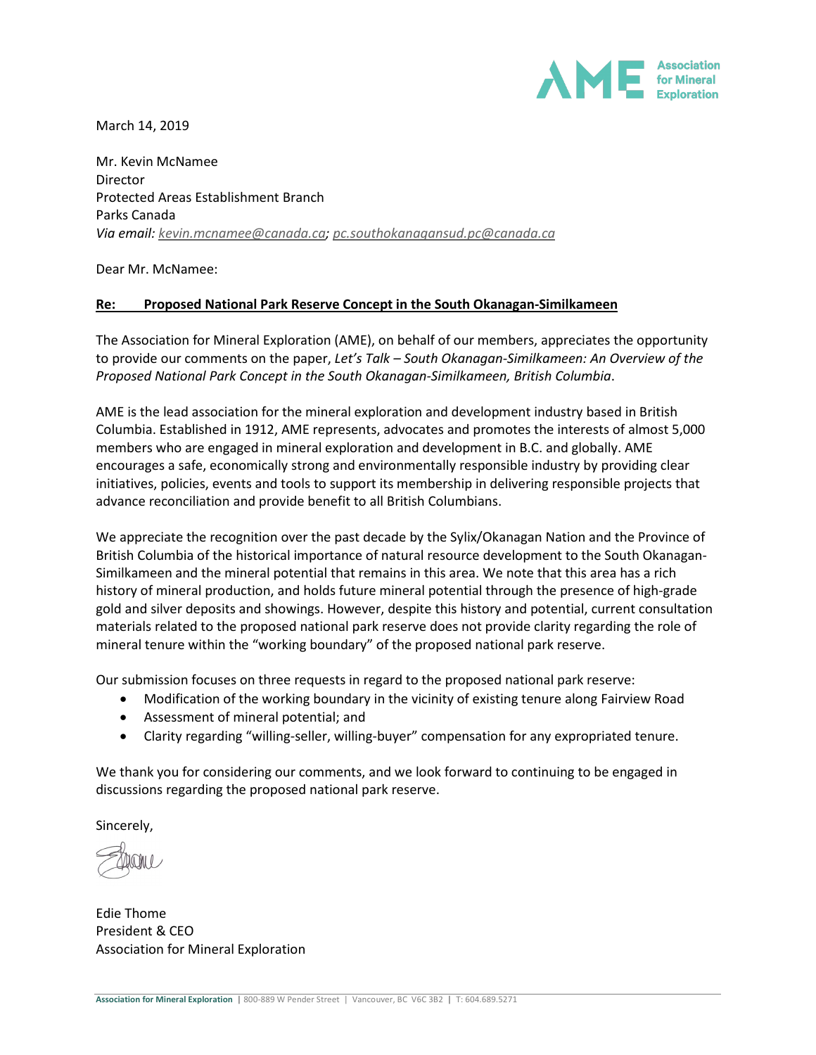Association for Mineral Exploration

March 14, 2019

Mr. Kevin McNamee
Director
Protected Areas Establishment Branch
Parks Canada
*Via email: kevin.mcnamee@canada.ca; pc.southokanagansud.pc@canada.ca*

Dear Mr. McNamee:

**Re: Proposed National Park Reserve Concept in the South Okanagan-Similkameen**

The Association for Mineral Exploration (AME), on behalf of our members, appreciates the opportunity to provide our comments on the paper, *Let's Talk – South Okanagan-Similkameen: An Overview of the Proposed National Park Concept in the South Okanagan-Similkameen, British Columbia*.

AME is the lead association for the mineral exploration and development industry based in British Columbia. Established in 1912, AME represents, advocates and promotes the interests of almost 5,000 members who are engaged in mineral exploration and development in B.C. and globally. AME encourages a safe, economically strong and environmentally responsible industry by providing clear initiatives, policies, events and tools to support its membership in delivering responsible projects that advance reconciliation and provide benefit to all British Columbians.

We appreciate the recognition over the past decade by the Sylix/Okanagan Nation and the Province of British Columbia of the historical importance of natural resource development to the South Okanagan-Similkameen and the mineral potential that remains in this area. We note that this area has a rich history of mineral production, and holds future mineral potential through the presence of high-grade gold and silver deposits and showings. However, despite this history and potential, current consultation materials related to the proposed national park reserve does not provide clarity regarding the role of mineral tenure within the "working boundary" of the proposed national park reserve.

Our submission focuses on three requests in regard to the proposed national park reserve:

- Modification of the working boundary in the vicinity of existing tenure along Fairview Road
- Assessment of mineral potential; and
- Clarity regarding "willing-seller, willing-buyer" compensation for any expropriated tenure.

We thank you for considering our comments, and we look forward to continuing to be engaged in discussions regarding the proposed national park reserve.

Sincerely,

Edie Thome
President & CEO
Association for Mineral Exploration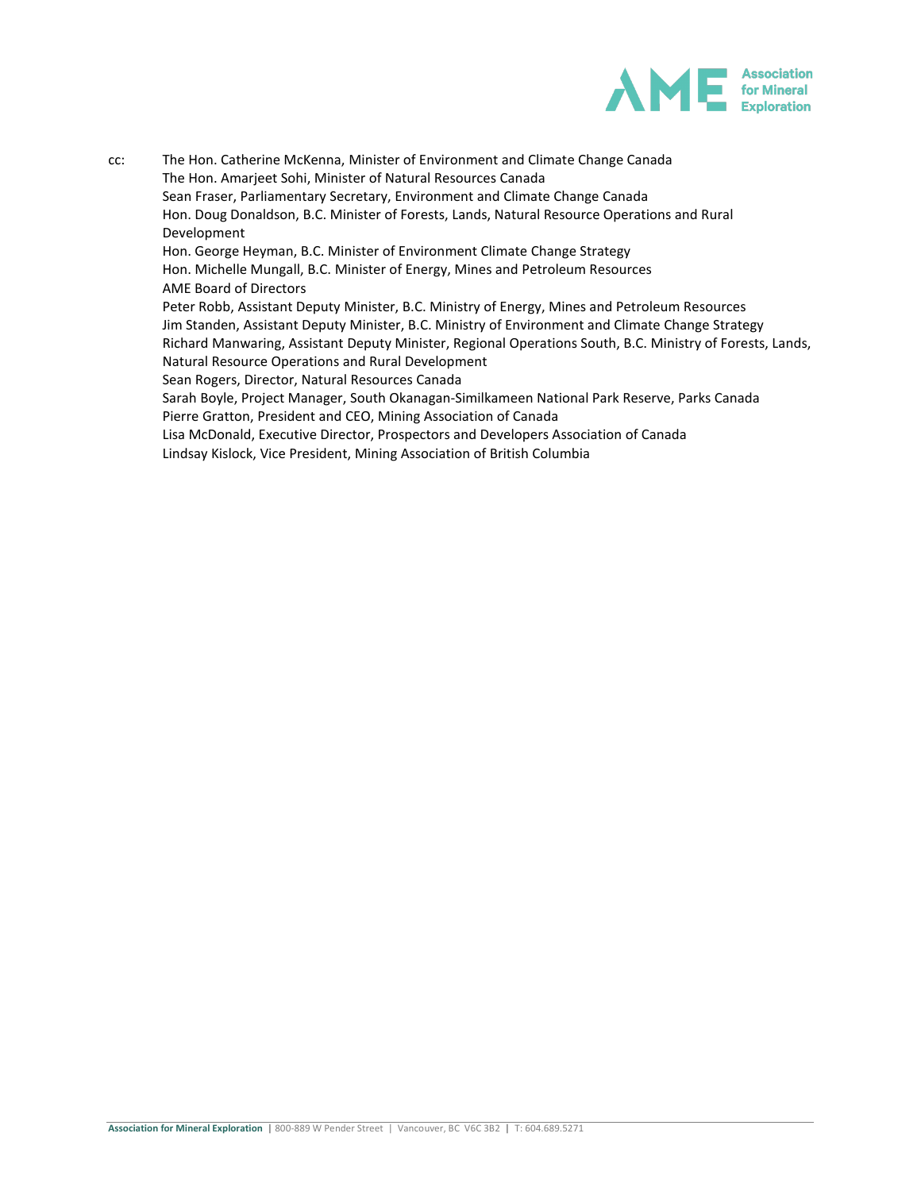cc: The Hon. Catherine McKenna, Minister of Environment and Climate Change Canada
The Hon. Amarjeet Sohi, Minister of Natural Resources Canada
Sean Fraser, Parliamentary Secretary, Environment and Climate Change Canada
Hon. Doug Donaldson, B.C. Minister of Forests, Lands, Natural Resource Operations and Rural Development
Hon. George Heyman, B.C. Minister of Environment Climate Change Strategy
Hon. Michelle Mungall, B.C. Minister of Energy, Mines and Petroleum Resources
AME Board of Directors
Peter Robb, Assistant Deputy Minister, B.C. Ministry of Energy, Mines and Petroleum Resources
Jim Standen, Assistant Deputy Minister, B.C. Ministry of Environment and Climate Change Strategy
Richard Manwaring, Assistant Deputy Minister, Regional Operations South, B.C. Ministry of Forests, Lands, Natural Resource Operations and Rural Development
Sean Rogers, Director, Natural Resources Canada
Sarah Boyle, Project Manager, South Okanagan-Similkameen National Park Reserve, Parks Canada
Pierre Gratton, President and CEO, Mining Association of Canada
Lisa McDonald, Executive Director, Prospectors and Developers Association of Canada
Lindsay Kislock, Vice President, Mining Association of British Columbia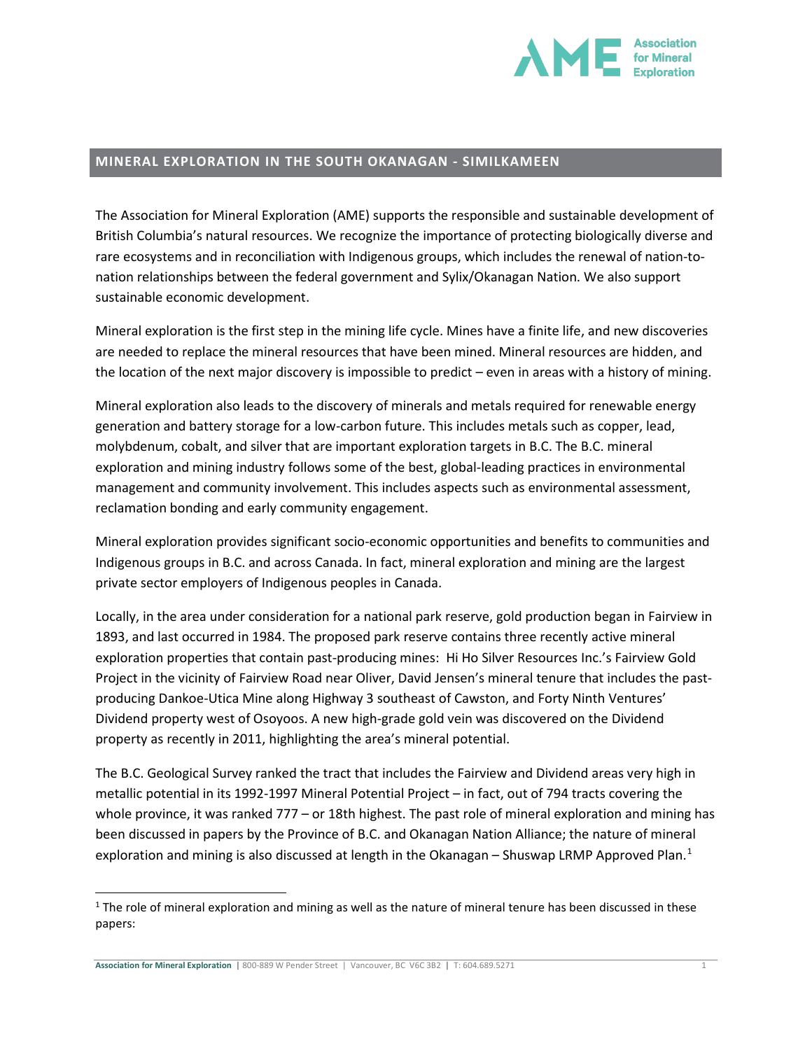## MINERAL EXPLORATION IN THE SOUTH OKANAGAN - SIMILKAMEEN

The Association for Mineral Exploration (AME) supports the responsible and sustainable development of British Columbia's natural resources. We recognize the importance of protecting biologically diverse and rare ecosystems and in reconciliation with Indigenous groups, which includes the renewal of nation-to-nation relationships between the federal government and Sylix/Okanagan Nation. We also support sustainable economic development.

Mineral exploration is the first step in the mining life cycle. Mines have a finite life, and new discoveries are needed to replace the mineral resources that have been mined. Mineral resources are hidden, and the location of the next major discovery is impossible to predict – even in areas with a history of mining.

Mineral exploration also leads to the discovery of minerals and metals required for renewable energy generation and battery storage for a low-carbon future. This includes metals such as copper, lead, molybdenum, cobalt, and silver that are important exploration targets in B.C. The B.C. mineral exploration and mining industry follows some of the best, global-leading practices in environmental management and community involvement. This includes aspects such as environmental assessment, reclamation bonding and early community engagement.

Mineral exploration provides significant socio-economic opportunities and benefits to communities and Indigenous groups in B.C. and across Canada. In fact, mineral exploration and mining are the largest private sector employers of Indigenous peoples in Canada.

Locally, in the area under consideration for a national park reserve, gold production began in Fairview in 1893, and last occurred in 1984. The proposed park reserve contains three recently active mineral exploration properties that contain past-producing mines: Hi Ho Silver Resources Inc.'s Fairview Gold Project in the vicinity of Fairview Road near Oliver, David Jensen's mineral tenure that includes the past-producing Dankoe-Utica Mine along Highway 3 southeast of Cawston, and Forty Ninth Ventures' Dividend property west of Osoyoos. A new high-grade gold vein was discovered on the Dividend property as recently in 2011, highlighting the area's mineral potential.

The B.C. Geological Survey ranked the tract that includes the Fairview and Dividend areas very high in metallic potential in its 1992-1997 Mineral Potential Project – in fact, out of 794 tracts covering the whole province, it was ranked 777 – or 18th highest. The past role of mineral exploration and mining has been discussed in papers by the Province of B.C. and Okanagan Nation Alliance; the nature of mineral exploration and mining is also discussed at length in the Okanagan – Shuswap LRMP Approved Plan.[1]

[1] The role of mineral exploration and mining as well as the nature of mineral tenure has been discussed in these papers: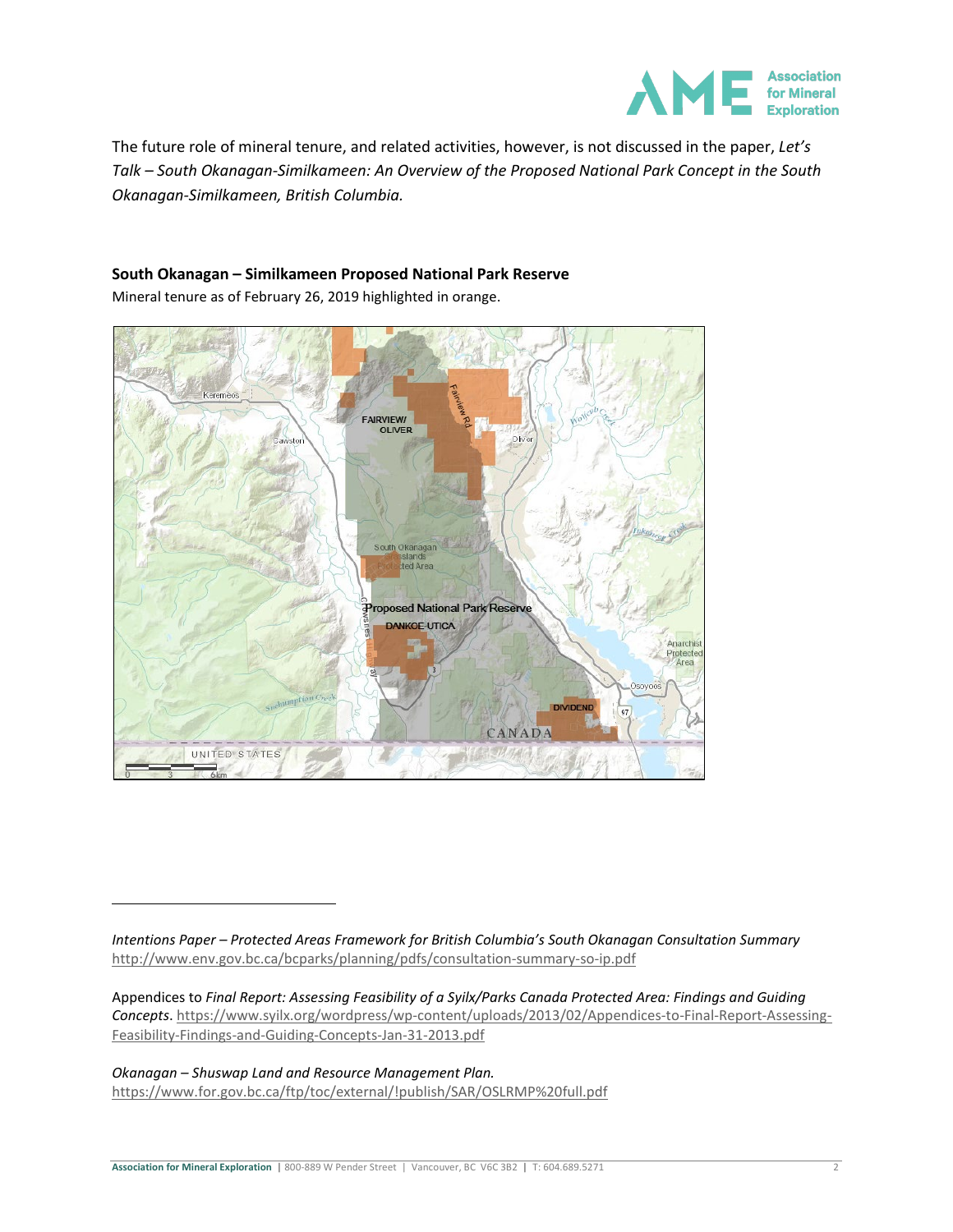The future role of mineral tenure, and related activities, however, is not discussed in the paper, *Let's Talk – South Okanagan-Similkameen: An Overview of the Proposed National Park Concept in the South Okanagan-Similkameen, British Columbia.*

**South Okanagan – Similkameen Proposed National Park Reserve**

Mineral tenure as of February 26, 2019 highlighted in orange.

---

*Intentions Paper – Protected Areas Framework for British Columbia's South Okanagan Consultation Summary* http://www.env.gov.bc.ca/bcparks/planning/pdfs/consultation-summary-so-ip.pdf

Appendices to *Final Report: Assessing Feasibility of a Syilx/Parks Canada Protected Area: Findings and Guiding Concepts*. https://www.syilx.org/wordpress/wp-content/uploads/2013/02/Appendices-to-Final-Report-Assessing-Feasibility-Findings-and-Guiding-Concepts-Jan-31-2013.pdf

*Okanagan – Shuswap Land and Resource Management Plan.* https://www.for.gov.bc.ca/ftp/toc/external/!publish/SAR/OSLRMP%20full.pdf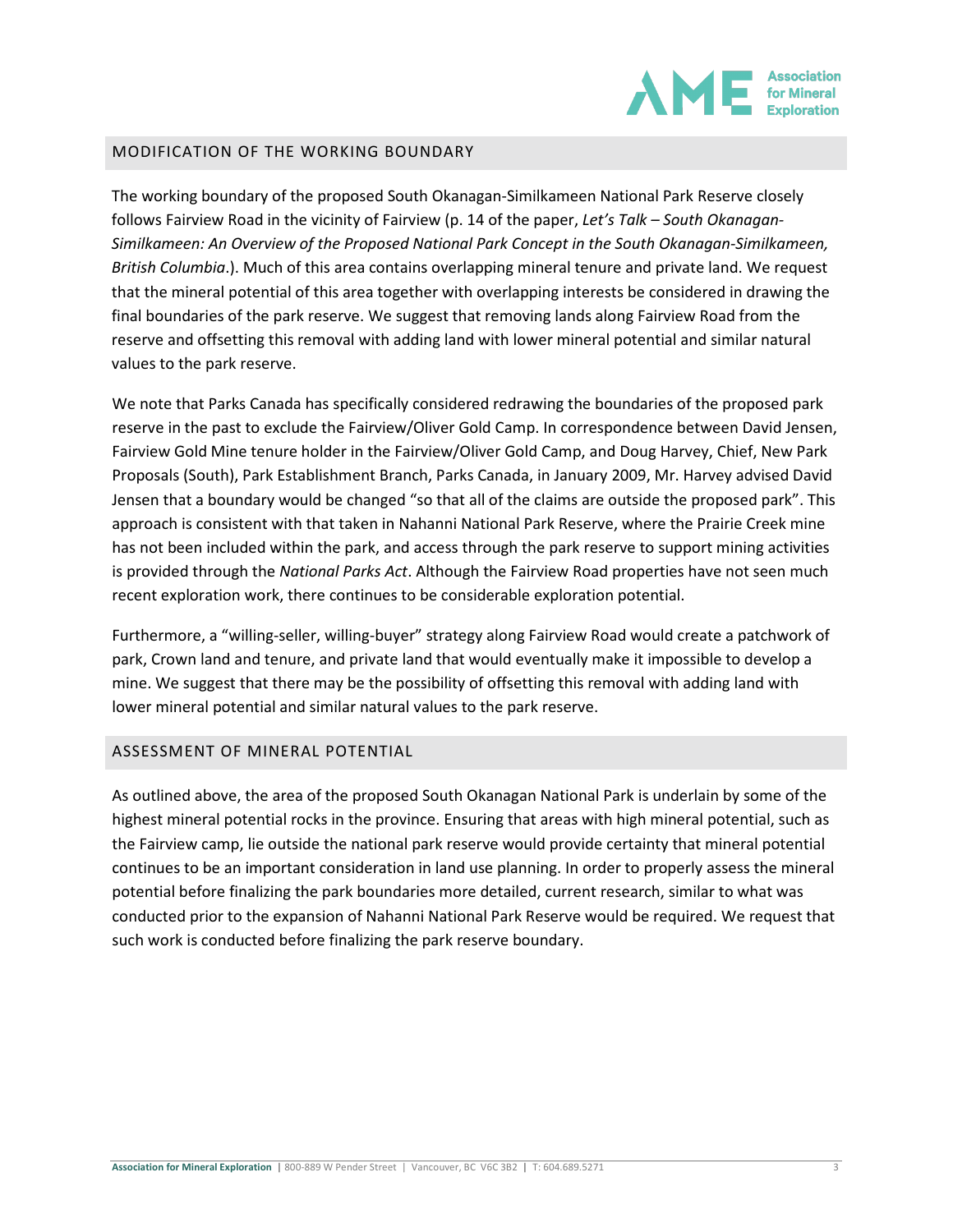## MODIFICATION OF THE WORKING BOUNDARY

The working boundary of the proposed South Okanagan-Similkameen National Park Reserve closely follows Fairview Road in the vicinity of Fairview (p. 14 of the paper, *Let's Talk – South Okanagan-Similkameen: An Overview of the Proposed National Park Concept in the South Okanagan-Similkameen, British Columbia*.). Much of this area contains overlapping mineral tenure and private land. We request that the mineral potential of this area together with overlapping interests be considered in drawing the final boundaries of the park reserve. We suggest that removing lands along Fairview Road from the reserve and offsetting this removal with adding land with lower mineral potential and similar natural values to the park reserve.

We note that Parks Canada has specifically considered redrawing the boundaries of the proposed park reserve in the past to exclude the Fairview/Oliver Gold Camp. In correspondence between David Jensen, Fairview Gold Mine tenure holder in the Fairview/Oliver Gold Camp, and Doug Harvey, Chief, New Park Proposals (South), Park Establishment Branch, Parks Canada, in January 2009, Mr. Harvey advised David Jensen that a boundary would be changed "so that all of the claims are outside the proposed park". This approach is consistent with that taken in Nahanni National Park Reserve, where the Prairie Creek mine has not been included within the park, and access through the park reserve to support mining activities is provided through the *National Parks Act*. Although the Fairview Road properties have not seen much recent exploration work, there continues to be considerable exploration potential.

Furthermore, a "willing-seller, willing-buyer" strategy along Fairview Road would create a patchwork of park, Crown land and tenure, and private land that would eventually make it impossible to develop a mine. We suggest that there may be the possibility of offsetting this removal with adding land with lower mineral potential and similar natural values to the park reserve.

## ASSESSMENT OF MINERAL POTENTIAL

As outlined above, the area of the proposed South Okanagan National Park is underlain by some of the highest mineral potential rocks in the province. Ensuring that areas with high mineral potential, such as the Fairview camp, lie outside the national park reserve would provide certainty that mineral potential continues to be an important consideration in land use planning. In order to properly assess the mineral potential before finalizing the park boundaries more detailed, current research, similar to what was conducted prior to the expansion of Nahanni National Park Reserve would be required. We request that such work is conducted before finalizing the park reserve boundary.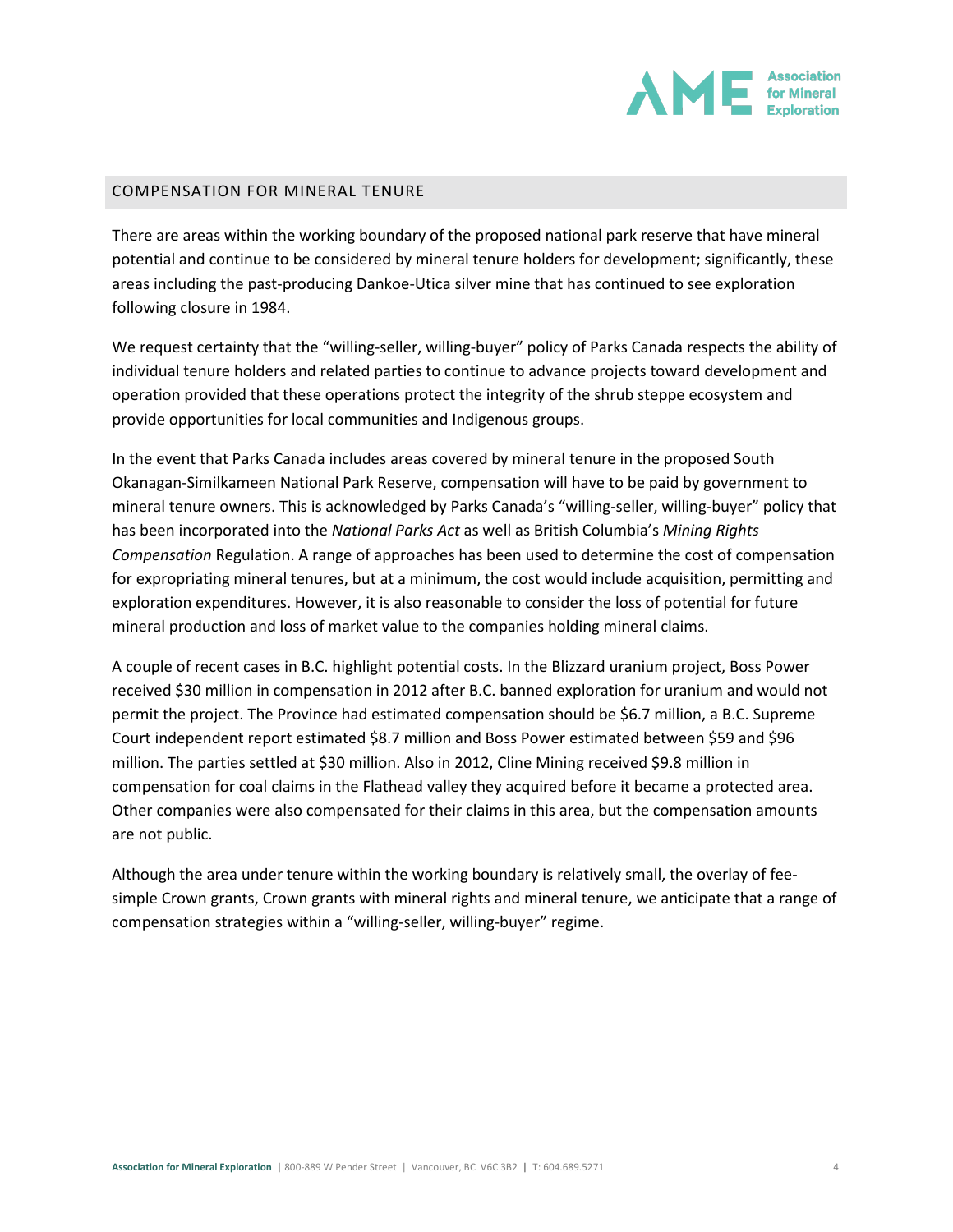## COMPENSATION FOR MINERAL TENURE

There are areas within the working boundary of the proposed national park reserve that have mineral potential and continue to be considered by mineral tenure holders for development; significantly, these areas including the past-producing Dankoe-Utica silver mine that has continued to see exploration following closure in 1984.

We request certainty that the "willing-seller, willing-buyer" policy of Parks Canada respects the ability of individual tenure holders and related parties to continue to advance projects toward development and operation provided that these operations protect the integrity of the shrub steppe ecosystem and provide opportunities for local communities and Indigenous groups.

In the event that Parks Canada includes areas covered by mineral tenure in the proposed South Okanagan-Similkameen National Park Reserve, compensation will have to be paid by government to mineral tenure owners. This is acknowledged by Parks Canada's "willing-seller, willing-buyer" policy that has been incorporated into the *National Parks Act* as well as British Columbia's *Mining Rights Compensation* Regulation. A range of approaches has been used to determine the cost of compensation for expropriating mineral tenures, but at a minimum, the cost would include acquisition, permitting and exploration expenditures. However, it is also reasonable to consider the loss of potential for future mineral production and loss of market value to the companies holding mineral claims.

A couple of recent cases in B.C. highlight potential costs. In the Blizzard uranium project, Boss Power received $30 million in compensation in 2012 after B.C. banned exploration for uranium and would not permit the project. The Province had estimated compensation should be $6.7 million, a B.C. Supreme Court independent report estimated $8.7 million and Boss Power estimated between $59 and $96 million. The parties settled at $30 million. Also in 2012, Cline Mining received $9.8 million in compensation for coal claims in the Flathead valley they acquired before it became a protected area. Other companies were also compensated for their claims in this area, but the compensation amounts are not public.

Although the area under tenure within the working boundary is relatively small, the overlay of fee-simple Crown grants, Crown grants with mineral rights and mineral tenure, we anticipate that a range of compensation strategies within a "willing-seller, willing-buyer" regime.